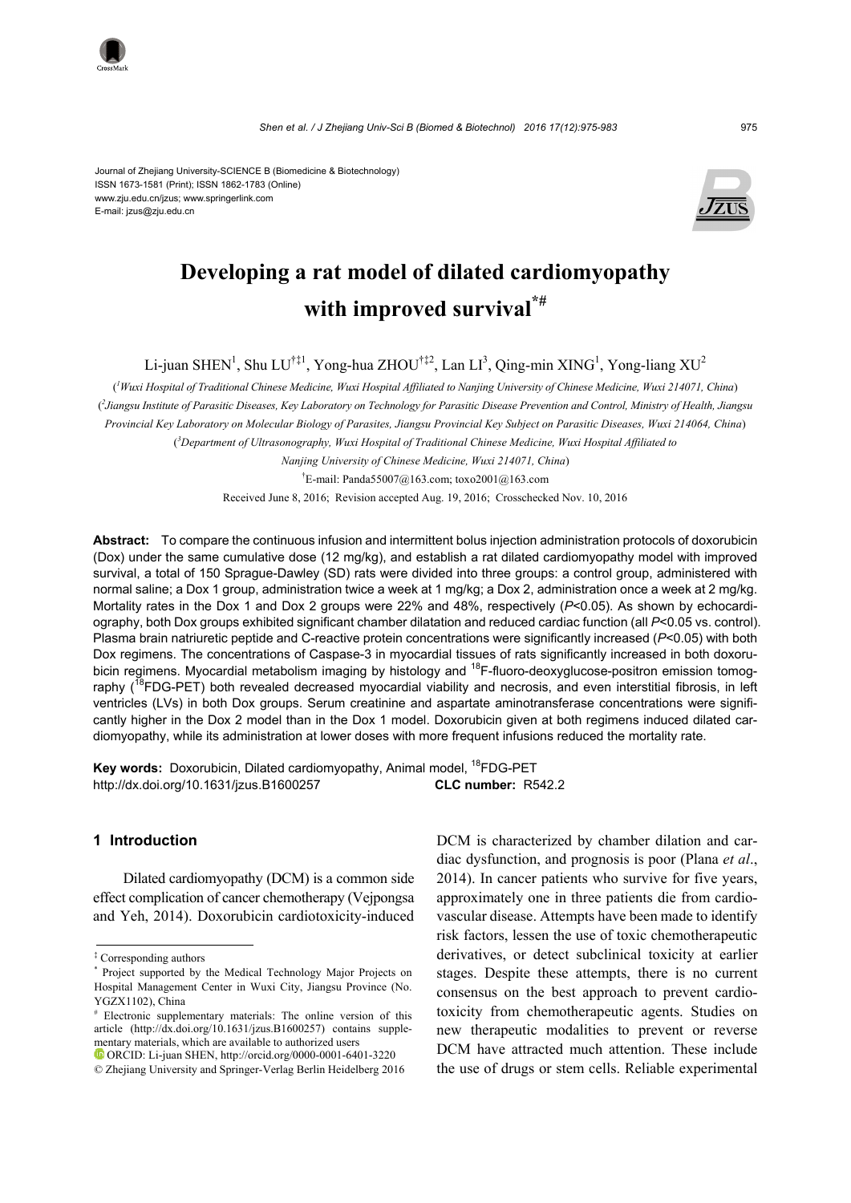Journal of Zhejiang University-SCIENCE B (Biomedicine & Biotechnology)
ISSN 1673-1581 (Print); ISSN 1862-1783 (Online)
www.zju.edu.cn/jzus; www.springerlink.com
E-mail: jzus@zju.edu.cn

# Developing a rat model of dilated cardiomyopathy with improved survival[*#]

Li-juan SHEN[1], Shu LU[†‡1], Yong-hua ZHOU[†‡2], Lan LI[3], Qing-min XING[1], Yong-liang XU[2]

([1]Wuxi Hospital of Traditional Chinese Medicine, Wuxi Hospital Affiliated to Nanjing University of Chinese Medicine, Wuxi 214071, China)

([2]Jiangsu Institute of Parasitic Diseases, Key Laboratory on Technology for Parasitic Disease Prevention and Control, Ministry of Health, Jiangsu Provincial Key Laboratory on Molecular Biology of Parasites, Jiangsu Provincial Key Subject on Parasitic Diseases, Wuxi 214064, China)

([3]Department of Ultrasonography, Wuxi Hospital of Traditional Chinese Medicine, Wuxi Hospital Affiliated to Nanjing University of Chinese Medicine, Wuxi 214071, China)

[†]E-mail: Panda55007@163.com; toxo2001@163.com

Received June 8, 2016; Revision accepted Aug. 19, 2016; Crosschecked Nov. 10, 2016

**Abstract:** To compare the continuous infusion and intermittent bolus injection administration protocols of doxorubicin (Dox) under the same cumulative dose (12 mg/kg), and establish a rat dilated cardiomyopathy model with improved survival, a total of 150 Sprague-Dawley (SD) rats were divided into three groups: a control group, administered with normal saline; a Dox 1 group, administration twice a week at 1 mg/kg; a Dox 2, administration once a week at 2 mg/kg. Mortality rates in the Dox 1 and Dox 2 groups were 22% and 48%, respectively ($P$<0.05). As shown by echocardiography, both Dox groups exhibited significant chamber dilatation and reduced cardiac function (all $P$<0.05 vs. control). Plasma brain natriuretic peptide and C-reactive protein concentrations were significantly increased ($P$<0.05) with both Dox regimens. The concentrations of Caspase-3 in myocardial tissues of rats significantly increased in both doxorubicin regimens. Myocardial metabolism imaging by histology and $^{18}$F-fluoro-deoxyglucose-positron emission tomography ($^{18}$FDG-PET) both revealed decreased myocardial viability and necrosis, and even interstitial fibrosis, in left ventricles (LVs) in both Dox groups. Serum creatinine and aspartate aminotransferase concentrations were significantly higher in the Dox 2 model than in the Dox 1 model. Doxorubicin given at both regimens induced dilated cardiomyopathy, while its administration at lower doses with more frequent infusions reduced the mortality rate.

**Key words:** Doxorubicin, Dilated cardiomyopathy, Animal model, $^{18}$FDG-PET
http://dx.doi.org/10.1631/jzus.B1600257 **CLC number:** R542.2

## 1 Introduction

Dilated cardiomyopathy (DCM) is a common side effect complication of cancer chemotherapy (Vejpongsa and Yeh, 2014). Doxorubicin cardiotoxicity-induced DCM is characterized by chamber dilation and cardiac dysfunction, and prognosis is poor (Plana *et al*., 2014). In cancer patients who survive for five years, approximately one in three patients die from cardiovascular disease. Attempts have been made to identify risk factors, lessen the use of toxic chemotherapeutic derivatives, or detect subclinical toxicity at earlier stages. Despite these attempts, there is no current consensus on the best approach to prevent cardiotoxicity from chemotherapeutic agents. Studies on new therapeutic modalities to prevent or reverse DCM have attracted much attention. These include the use of drugs or stem cells. Reliable experimental

---

[‡] Corresponding authors

[*] Project supported by the Medical Technology Major Projects on Hospital Management Center in Wuxi City, Jiangsu Province (No. YGZX1102), China

[#] Electronic supplementary materials: The online version of this article (http://dx.doi.org/10.1631/jzus.B1600257) contains supplementary materials, which are available to authorized users

ORCID: Li-juan SHEN, http://orcid.org/0000-0001-6401-3220

© Zhejiang University and Springer-Verlag Berlin Heidelberg 2016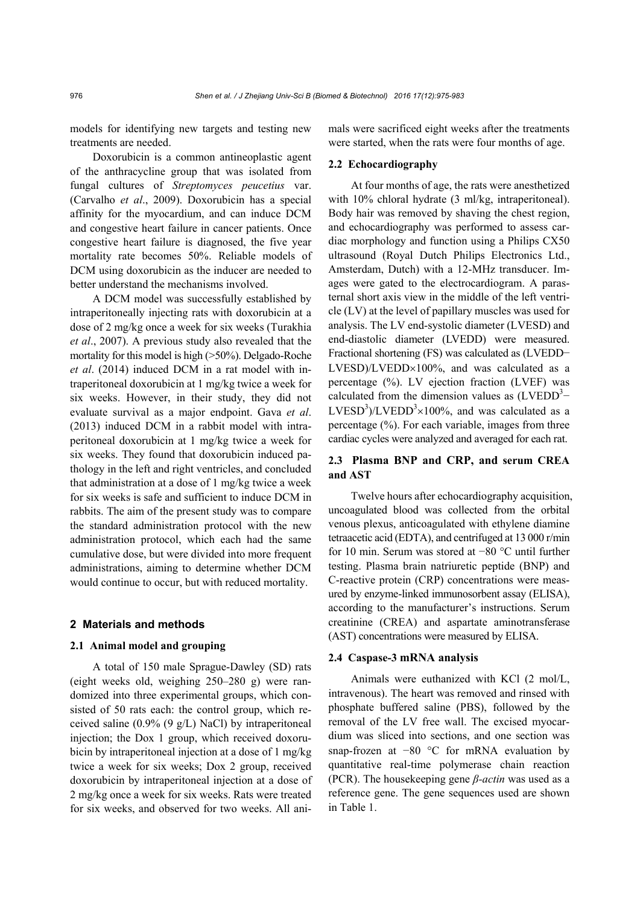models for identifying new targets and testing new treatments are needed.

Doxorubicin is a common antineoplastic agent of the anthracycline group that was isolated from fungal cultures of *Streptomyces peucetius* var. (Carvalho *et al*., 2009). Doxorubicin has a special affinity for the myocardium, and can induce DCM and congestive heart failure in cancer patients. Once congestive heart failure is diagnosed, the five year mortality rate becomes 50%. Reliable models of DCM using doxorubicin as the inducer are needed to better understand the mechanisms involved.

A DCM model was successfully established by intraperitoneally injecting rats with doxorubicin at a dose of 2 mg/kg once a week for six weeks (Turakhia *et al*., 2007). A previous study also revealed that the mortality for this model is high (>50%). Delgado-Roche *et al*. (2014) induced DCM in a rat model with intraperitoneal doxorubicin at 1 mg/kg twice a week for six weeks. However, in their study, they did not evaluate survival as a major endpoint. Gava *et al*. (2013) induced DCM in a rabbit model with intraperitoneal doxorubicin at 1 mg/kg twice a week for six weeks. They found that doxorubicin induced pathology in the left and right ventricles, and concluded that administration at a dose of 1 mg/kg twice a week for six weeks is safe and sufficient to induce DCM in rabbits. The aim of the present study was to compare the standard administration protocol with the new administration protocol, which each had the same cumulative dose, but were divided into more frequent administrations, aiming to determine whether DCM would continue to occur, but with reduced mortality.

## 2 Materials and methods

### 2.1 Animal model and grouping

A total of 150 male Sprague-Dawley (SD) rats (eight weeks old, weighing 250–280 g) were randomized into three experimental groups, which consisted of 50 rats each: the control group, which received saline (0.9% (9 g/L) NaCl) by intraperitoneal injection; the Dox 1 group, which received doxorubicin by intraperitoneal injection at a dose of 1 mg/kg twice a week for six weeks; Dox 2 group, received doxorubicin by intraperitoneal injection at a dose of 2 mg/kg once a week for six weeks. Rats were treated for six weeks, and observed for two weeks. All animals were sacrificed eight weeks after the treatments were started, when the rats were four months of age.

### 2.2 Echocardiography

At four months of age, the rats were anesthetized with 10% chloral hydrate (3 ml/kg, intraperitoneal). Body hair was removed by shaving the chest region, and echocardiography was performed to assess cardiac morphology and function using a Philips CX50 ultrasound (Royal Dutch Philips Electronics Ltd., Amsterdam, Dutch) with a 12-MHz transducer. Images were gated to the electrocardiogram. A parasternal short axis view in the middle of the left ventricle (LV) at the level of papillary muscles was used for analysis. The LV end-systolic diameter (LVESD) and end-diastolic diameter (LVEDD) were measured. Fractional shortening (FS) was calculated as (LVEDD−LVESD)/LVEDD×100%, and was calculated as a percentage (%). LV ejection fraction (LVEF) was calculated from the dimension values as ($LVEDD^3$−$LVESD^3$)/$LVEDD^3$×100%, and was calculated as a percentage (%). For each variable, images from three cardiac cycles were analyzed and averaged for each rat.

### 2.3 Plasma BNP and CRP, and serum CREA and AST

Twelve hours after echocardiography acquisition, uncoagulated blood was collected from the orbital venous plexus, anticoagulated with ethylene diamine tetraacetic acid (EDTA), and centrifuged at 13 000 r/min for 10 min. Serum was stored at −80 °C until further testing. Plasma brain natriuretic peptide (BNP) and C-reactive protein (CRP) concentrations were measured by enzyme-linked immunosorbent assay (ELISA), according to the manufacturer's instructions. Serum creatinine (CREA) and aspartate aminotransferase (AST) concentrations were measured by ELISA.

### 2.4 Caspase-3 mRNA analysis

Animals were euthanized with KCl (2 mol/L, intravenous). The heart was removed and rinsed with phosphate buffered saline (PBS), followed by the removal of the LV free wall. The excised myocardium was sliced into sections, and one section was snap-frozen at −80 °C for mRNA evaluation by quantitative real-time polymerase chain reaction (PCR). The housekeeping gene *β-actin* was used as a reference gene. The gene sequences used are shown in Table 1.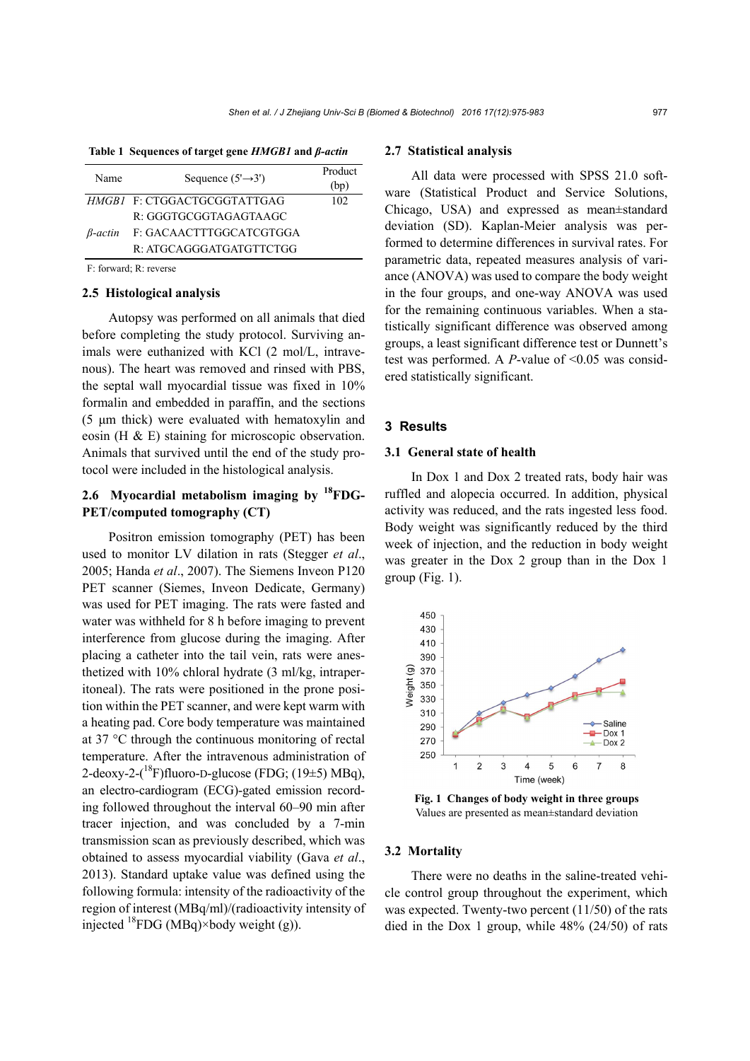**Table 1 Sequences of target gene *HMGB1* and *β-actin***

| Name | Sequence (5'→3') | Product (bp) |
|---|---|---|
| *HMGB1* | F: CTGGACTGCGGTATTGAG | 102 |
| | R: GGGTGCGGTAGAGTAAGC | |
| *β-actin* | F: GACAACTTTGGCATCGTGGA | |
| | R: ATGCAGGGATGATGTTCTGG | |

F: forward; R: reverse

### 2.5 Histological analysis

Autopsy was performed on all animals that died before completing the study protocol. Surviving animals were euthanized with KCl (2 mol/L, intravenous). The heart was removed and rinsed with PBS, the septal wall myocardial tissue was fixed in 10% formalin and embedded in paraffin, and the sections (5 μm thick) were evaluated with hematoxylin and eosin (H & E) staining for microscopic observation. Animals that survived until the end of the study protocol were included in the histological analysis.

### 2.6 Myocardial metabolism imaging by $^{18}$FDG-PET/computed tomography (CT)

Positron emission tomography (PET) has been used to monitor LV dilation in rats (Stegger *et al*., 2005; Handa *et al*., 2007). The Siemens Inveon P120 PET scanner (Siemes, Inveon Dedicate, Germany) was used for PET imaging. The rats were fasted and water was withheld for 8 h before imaging to prevent interference from glucose during the imaging. After placing a catheter into the tail vein, rats were anesthetized with 10% chloral hydrate (3 ml/kg, intraperitoneal). The rats were positioned in the prone position within the PET scanner, and were kept warm with a heating pad. Core body temperature was maintained at 37 °C through the continuous monitoring of rectal temperature. After the intravenous administration of 2-deoxy-2-($^{18}$F)fluoro-D-glucose (FDG; (19±5) MBq), an electro-cardiogram (ECG)-gated emission recording followed throughout the interval 60–90 min after tracer injection, and was concluded by a 7-min transmission scan as previously described, which was obtained to assess myocardial viability (Gava *et al*., 2013). Standard uptake value was defined using the following formula: intensity of the radioactivity of the region of interest (MBq/ml)/(radioactivity intensity of injected $^{18}$FDG (MBq)×body weight (g)).

### 2.7 Statistical analysis

All data were processed with SPSS 21.0 software (Statistical Product and Service Solutions, Chicago, USA) and expressed as mean±standard deviation (SD). Kaplan-Meier analysis was performed to determine differences in survival rates. For parametric data, repeated measures analysis of variance (ANOVA) was used to compare the body weight in the four groups, and one-way ANOVA was used for the remaining continuous variables. When a statistically significant difference was observed among groups, a least significant difference test or Dunnett's test was performed. A *P*-value of <0.05 was considered statistically significant.

## 3 Results

### 3.1 General state of health

In Dox 1 and Dox 2 treated rats, body hair was ruffled and alopecia occurred. In addition, physical activity was reduced, and the rats ingested less food. Body weight was significantly reduced by the third week of injection, and the reduction in body weight was greater in the Dox 2 group than in the Dox 1 group (Fig. 1).

**Fig. 1 Changes of body weight in three groups**
Values are presented as mean±standard deviation

### 3.2 Mortality

There were no deaths in the saline-treated vehicle control group throughout the experiment, which was expected. Twenty-two percent (11/50) of the rats died in the Dox 1 group, while 48% (24/50) of rats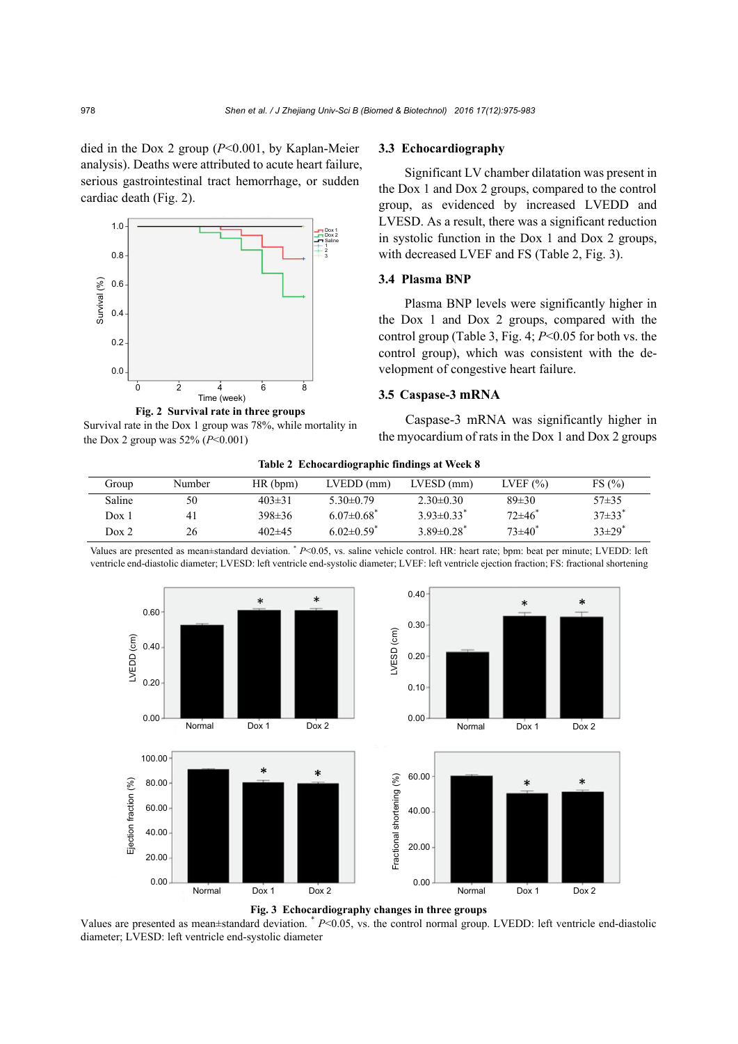died in the Dox 2 group ($P<0.001$, by Kaplan-Meier analysis). Deaths were attributed to acute heart failure, serious gastrointestinal tract hemorrhage, or sudden cardiac death (Fig. 2).

**Fig. 2 Survival rate in three groups**

Survival rate in the Dox 1 group was 78%, while mortality in the Dox 2 group was 52% ($P<0.001$)

### 3.3 Echocardiography

Significant LV chamber dilatation was present in the Dox 1 and Dox 2 groups, compared to the control group, as evidenced by increased LVEDD and LVESD. As a result, there was a significant reduction in systolic function in the Dox 1 and Dox 2 groups, with decreased LVEF and FS (Table 2, Fig. 3).

### 3.4 Plasma BNP

Plasma BNP levels were significantly higher in the Dox 1 and Dox 2 groups, compared with the control group (Table 3, Fig. 4; $P<0.05$ for both vs. the control group), which was consistent with the development of congestive heart failure.

### 3.5 Caspase-3 mRNA

Caspase-3 mRNA was significantly higher in the myocardium of rats in the Dox 1 and Dox 2 groups

**Table 2 Echocardiographic findings at Week 8**

| Group | Number | HR (bpm) | LVEDD (mm) | LVESD (mm) | LVEF (%) | FS (%) |
|---|---|---|---|---|---|---|
| Saline | 50 | 403±31 | 5.30±0.79 | 2.30±0.30 | 89±30 | 57±35 |
| Dox 1 | 41 | 398±36 | 6.07±0.68* | 3.93±0.33* | 72±46* | 37±33* |
| Dox 2 | 26 | 402±45 | 6.02±0.59* | 3.89±0.28* | 73±40* | 33±29* |

Values are presented as mean±standard deviation. * $P<0.05$, vs. saline vehicle control. HR: heart rate; bpm: beat per minute; LVEDD: left ventricle end-diastolic diameter; LVESD: left ventricle end-systolic diameter; LVEF: left ventricle ejection fraction; FS: fractional shortening

**Fig. 3 Echocardiography changes in three groups**

Values are presented as mean±standard deviation. * $P<0.05$, vs. the control normal group. LVEDD: left ventricle end-diastolic diameter; LVESD: left ventricle end-systolic diameter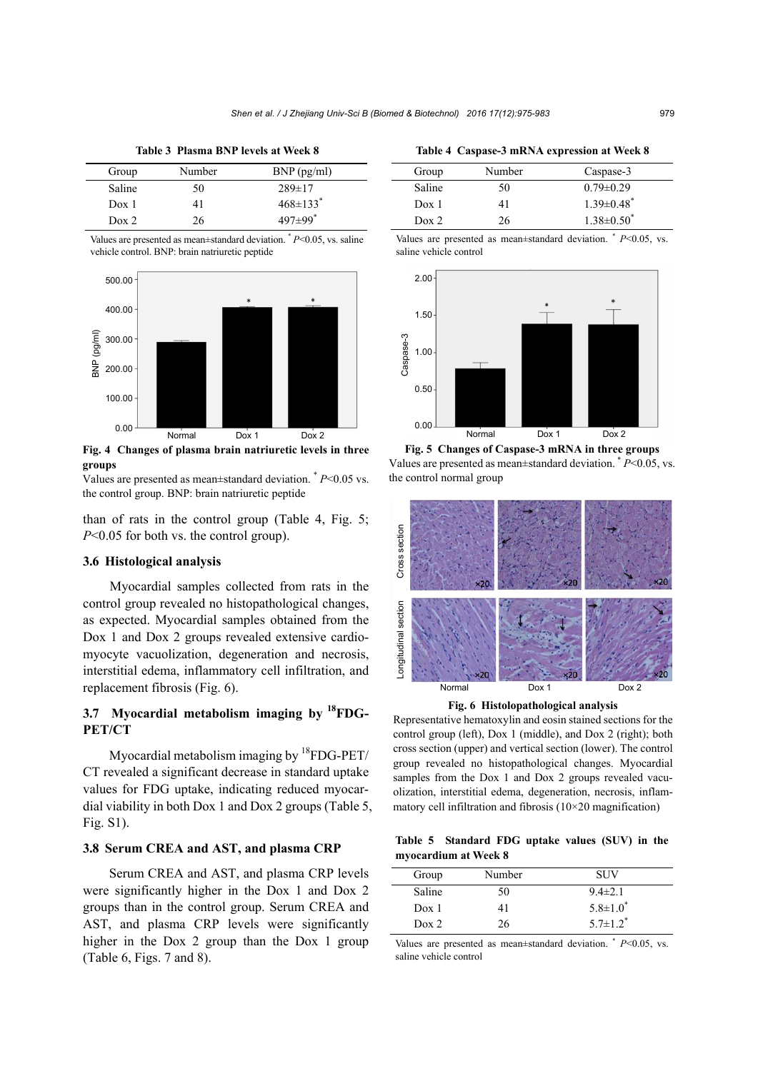**Table 3 Plasma BNP levels at Week 8**

| Group | Number | BNP (pg/ml) |
|---|---|---|
| Saline | 50 | 289±17 |
| Dox 1 | 41 | 468±133* |
| Dox 2 | 26 | 497±99* |

Values are presented as mean±standard deviation. * $P<0.05$, vs. saline vehicle control. BNP: brain natriuretic peptide

**Fig. 4 Changes of plasma brain natriuretic levels in three groups**

Values are presented as mean±standard deviation. * $P<0.05$ vs. the control group. BNP: brain natriuretic peptide

than of rats in the control group (Table 4, Fig. 5; $P<0.05$ for both vs. the control group).

### 3.6 Histological analysis

Myocardial samples collected from rats in the control group revealed no histopathological changes, as expected. Myocardial samples obtained from the Dox 1 and Dox 2 groups revealed extensive cardiomyocyte vacuolization, degeneration and necrosis, interstitial edema, inflammatory cell infiltration, and replacement fibrosis (Fig. 6).

### 3.7 Myocardial metabolism imaging by $^{18}$FDG-PET/CT

Myocardial metabolism imaging by $^{18}$FDG-PET/CT revealed a significant decrease in standard uptake values for FDG uptake, indicating reduced myocardial viability in both Dox 1 and Dox 2 groups (Table 5, Fig. S1).

### 3.8 Serum CREA and AST, and plasma CRP

Serum CREA and AST, and plasma CRP levels were significantly higher in the Dox 1 and Dox 2 groups than in the control group. Serum CREA and AST, and plasma CRP levels were significantly higher in the Dox 2 group than the Dox 1 group (Table 6, Figs. 7 and 8).

**Table 4 Caspase-3 mRNA expression at Week 8**

| Group | Number | Caspase-3 |
|---|---|---|
| Saline | 50 | 0.79±0.29 |
| Dox 1 | 41 | 1.39±0.48* |
| Dox 2 | 26 | 1.38±0.50* |

Values are presented as mean±standard deviation. * $P<0.05$, vs. saline vehicle control

**Fig. 5 Changes of Caspase-3 mRNA in three groups**

Values are presented as mean±standard deviation. * $P<0.05$, vs. the control normal group

**Fig. 6 Histopathological analysis**

Representative hematoxylin and eosin stained sections for the control group (left), Dox 1 (middle), and Dox 2 (right); both cross section (upper) and vertical section (lower). The control group revealed no histopathological changes. Myocardial samples from the Dox 1 and Dox 2 groups revealed vacuolization, interstitial edema, degeneration, necrosis, inflammatory cell infiltration and fibrosis (10×20 magnification)

**Table 5 Standard FDG uptake values (SUV) in the myocardium at Week 8**

| Group | Number | SUV |
|---|---|---|
| Saline | 50 | 9.4±2.1 |
| Dox 1 | 41 | 5.8±1.0* |
| Dox 2 | 26 | 5.7±1.2* |

Values are presented as mean±standard deviation. * $P<0.05$, vs. saline vehicle control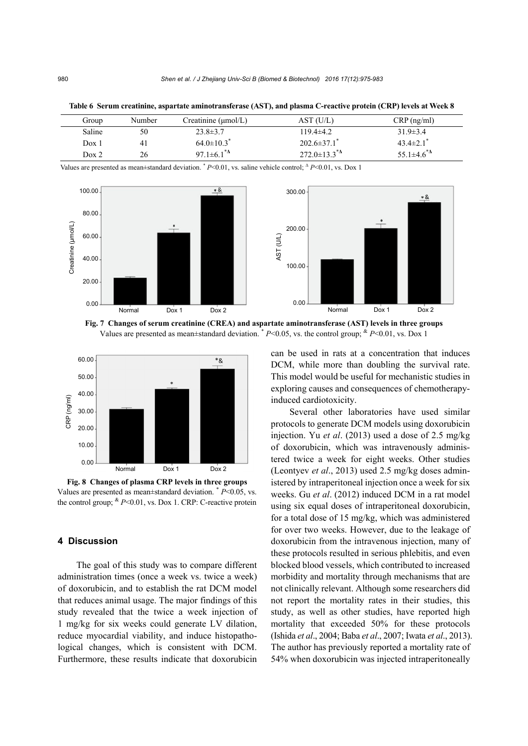**Table 6 Serum creatinine, aspartate aminotransferase (AST), and plasma C-reactive protein (CRP) levels at Week 8**

| Group | Number | Creatinine (μmol/L) | AST (U/L) | CRP (ng/ml) |
|---|---|---|---|---|
| Saline | 50 | 23.8±3.7 | 119.4±4.2 | 31.9±3.4 |
| Dox 1 | 41 | 64.0±10.3* | 202.6±37.1* | 43.4±2.1* |
| Dox 2 | 26 | 97.1±6.1*Δ | 272.0±13.3*Δ | 55.1±4.6*Δ |

Values are presented as mean±standard deviation. * $P<0.01$, vs. saline vehicle control; Δ $P<0.01$, vs. Dox 1

**Fig. 7 Changes of serum creatinine (CREA) and aspartate aminotransferase (AST) levels in three groups**
Values are presented as mean±standard deviation. * $P<0.05$, vs. the control group; & $P<0.01$, vs. Dox 1

**Fig. 8 Changes of plasma CRP levels in three groups**
Values are presented as mean±standard deviation. * $P<0.05$, vs. the control group; & $P<0.01$, vs. Dox 1. CRP: C-reactive protein

## 4 Discussion

The goal of this study was to compare different administration times (once a week vs. twice a week) of doxorubicin, and to establish the rat DCM model that reduces animal usage. The major findings of this study revealed that the twice a week injection of 1 mg/kg for six weeks could generate LV dilation, reduce myocardial viability, and induce histopathological changes, which is consistent with DCM. Furthermore, these results indicate that doxorubicin can be used in rats at a concentration that induces DCM, while more than doubling the survival rate. This model would be useful for mechanistic studies in exploring causes and consequences of chemotherapy-induced cardiotoxicity.

Several other laboratories have used similar protocols to generate DCM models using doxorubicin injection. Yu *et al*. (2013) used a dose of 2.5 mg/kg of doxorubicin, which was intravenously administered twice a week for eight weeks. Other studies (Leontyev *et al*., 2013) used 2.5 mg/kg doses administered by intraperitoneal injection once a week for six weeks. Gu *et al*. (2012) induced DCM in a rat model using six equal doses of intraperitoneal doxorubicin, for a total dose of 15 mg/kg, which was administered for over two weeks. However, due to the leakage of doxorubicin from the intravenous injection, many of these protocols resulted in serious phlebitis, and even blocked blood vessels, which contributed to increased morbidity and mortality through mechanisms that are not clinically relevant. Although some researchers did not report the mortality rates in their studies, this study, as well as other studies, have reported high mortality that exceeded 50% for these protocols (Ishida *et al*., 2004; Baba *et al*., 2007; Iwata *et al*., 2013). The author has previously reported a mortality rate of 54% when doxorubicin was injected intraperitoneally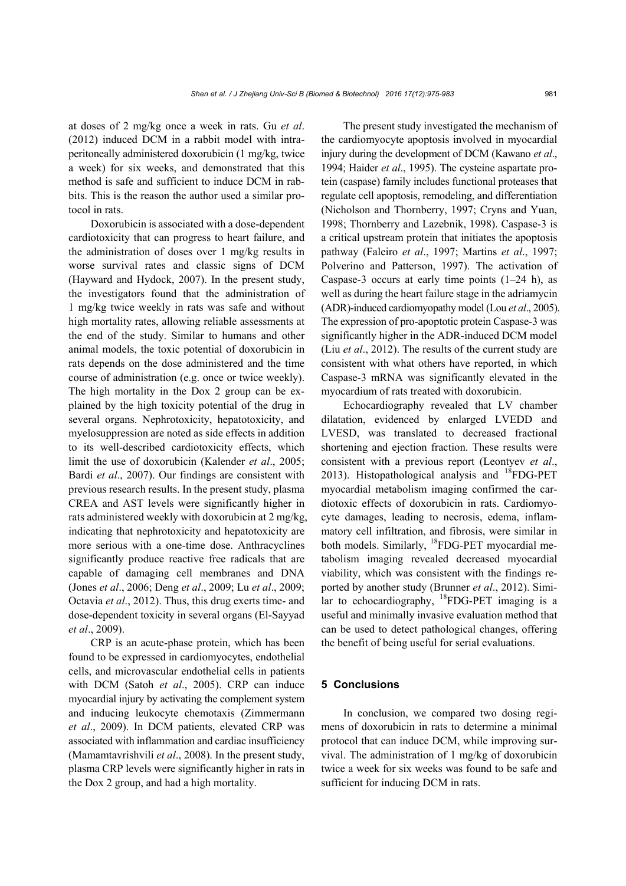at doses of 2 mg/kg once a week in rats. Gu *et al*. (2012) induced DCM in a rabbit model with intraperitoneally administered doxorubicin (1 mg/kg, twice a week) for six weeks, and demonstrated that this method is safe and sufficient to induce DCM in rabbits. This is the reason the author used a similar protocol in rats.

Doxorubicin is associated with a dose-dependent cardiotoxicity that can progress to heart failure, and the administration of doses over 1 mg/kg results in worse survival rates and classic signs of DCM (Hayward and Hydock, 2007). In the present study, the investigators found that the administration of 1 mg/kg twice weekly in rats was safe and without high mortality rates, allowing reliable assessments at the end of the study. Similar to humans and other animal models, the toxic potential of doxorubicin in rats depends on the dose administered and the time course of administration (e.g. once or twice weekly). The high mortality in the Dox 2 group can be explained by the high toxicity potential of the drug in several organs. Nephrotoxicity, hepatotoxicity, and myelosuppression are noted as side effects in addition to its well-described cardiotoxicity effects, which limit the use of doxorubicin (Kalender *et al*., 2005; Bardi *et al*., 2007). Our findings are consistent with previous research results. In the present study, plasma CREA and AST levels were significantly higher in rats administered weekly with doxorubicin at 2 mg/kg, indicating that nephrotoxicity and hepatotoxicity are more serious with a one-time dose. Anthracyclines significantly produce reactive free radicals that are capable of damaging cell membranes and DNA (Jones *et al*., 2006; Deng *et al*., 2009; Lu *et al*., 2009; Octavia *et al*., 2012). Thus, this drug exerts time- and dose-dependent toxicity in several organs (El-Sayyad *et al*., 2009).

CRP is an acute-phase protein, which has been found to be expressed in cardiomyocytes, endothelial cells, and microvascular endothelial cells in patients with DCM (Satoh *et al*., 2005). CRP can induce myocardial injury by activating the complement system and inducing leukocyte chemotaxis (Zimmermann *et al*., 2009). In DCM patients, elevated CRP was associated with inflammation and cardiac insufficiency (Mamamtavrishvili *et al*., 2008). In the present study, plasma CRP levels were significantly higher in rats in the Dox 2 group, and had a high mortality.

The present study investigated the mechanism of the cardiomyocyte apoptosis involved in myocardial injury during the development of DCM (Kawano *et al*., 1994; Haider *et al*., 1995). The cysteine aspartate protein (caspase) family includes functional proteases that regulate cell apoptosis, remodeling, and differentiation (Nicholson and Thornberry, 1997; Cryns and Yuan, 1998; Thornberry and Lazebnik, 1998). Caspase-3 is a critical upstream protein that initiates the apoptosis pathway (Faleiro *et al*., 1997; Martins *et al*., 1997; Polverino and Patterson, 1997). The activation of Caspase-3 occurs at early time points (1–24 h), as well as during the heart failure stage in the adriamycin (ADR)-induced cardiomyopathy model (Lou *et al*., 2005). The expression of pro-apoptotic protein Caspase-3 was significantly higher in the ADR-induced DCM model (Liu *et al*., 2012). The results of the current study are consistent with what others have reported, in which Caspase-3 mRNA was significantly elevated in the myocardium of rats treated with doxorubicin.

Echocardiography revealed that LV chamber dilatation, evidenced by enlarged LVEDD and LVESD, was translated to decreased fractional shortening and ejection fraction. These results were consistent with a previous report (Leontyev *et al*., 2013). Histopathological analysis and $^{18}$FDG-PET myocardial metabolism imaging confirmed the cardiotoxic effects of doxorubicin in rats. Cardiomyocyte damages, leading to necrosis, edema, inflammatory cell infiltration, and fibrosis, were similar in both models. Similarly, $^{18}$FDG-PET myocardial metabolism imaging revealed decreased myocardial viability, which was consistent with the findings reported by another study (Brunner *et al*., 2012). Similar to echocardiography, $^{18}$FDG-PET imaging is a useful and minimally invasive evaluation method that can be used to detect pathological changes, offering the benefit of being useful for serial evaluations.

## 5 Conclusions

In conclusion, we compared two dosing regimens of doxorubicin in rats to determine a minimal protocol that can induce DCM, while improving survival. The administration of 1 mg/kg of doxorubicin twice a week for six weeks was found to be safe and sufficient for inducing DCM in rats.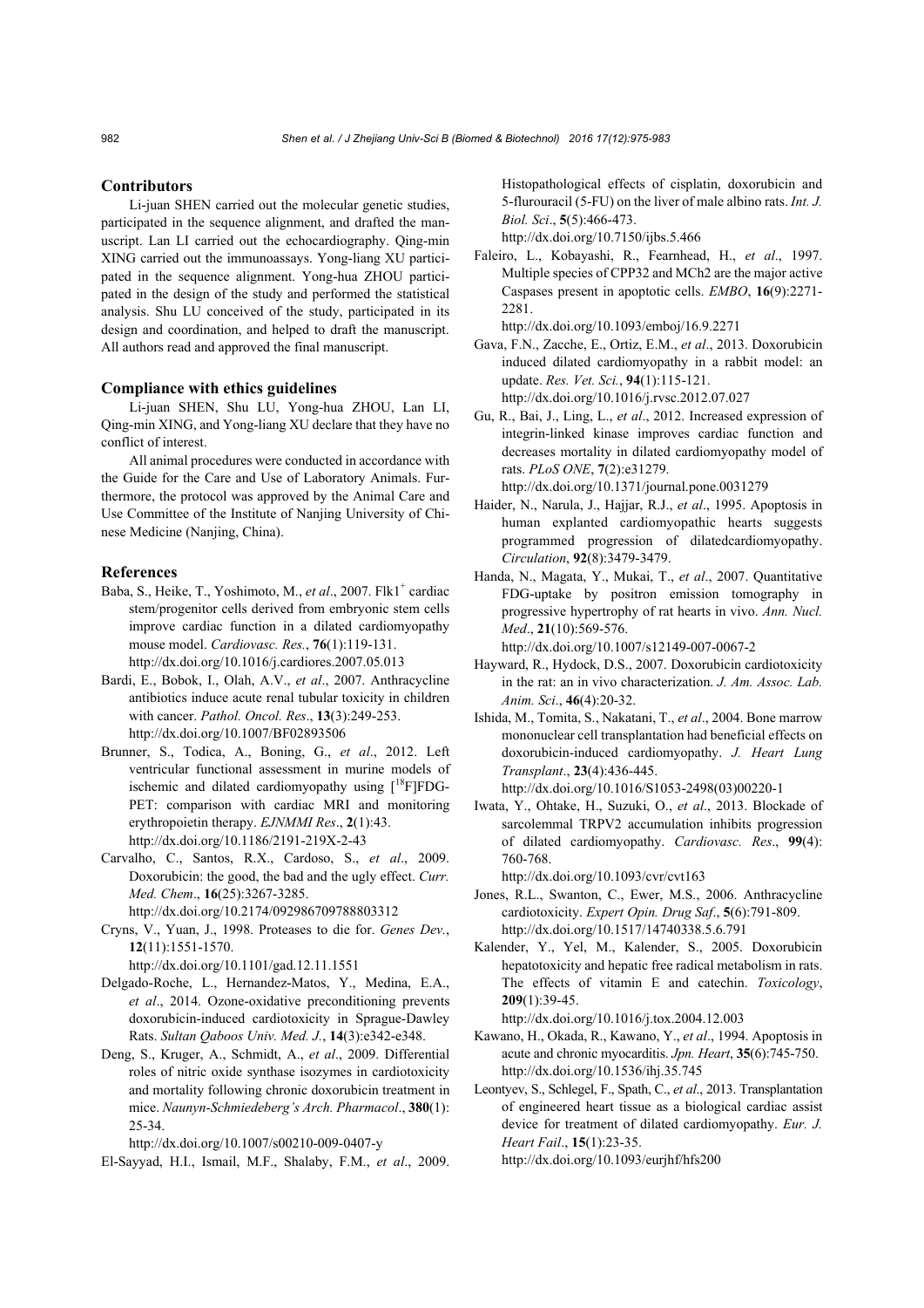## Contributors

Li-juan SHEN carried out the molecular genetic studies, participated in the sequence alignment, and drafted the manuscript. Lan LI carried out the echocardiography. Qing-min XING carried out the immunoassays. Yong-liang XU participated in the sequence alignment. Yong-hua ZHOU participated in the design of the study and performed the statistical analysis. Shu LU conceived of the study, participated in its design and coordination, and helped to draft the manuscript. All authors read and approved the final manuscript.

## Compliance with ethics guidelines

Li-juan SHEN, Shu LU, Yong-hua ZHOU, Lan LI, Qing-min XING, and Yong-liang XU declare that they have no conflict of interest.

All animal procedures were conducted in accordance with the Guide for the Care and Use of Laboratory Animals. Furthermore, the protocol was approved by the Animal Care and Use Committee of the Institute of Nanjing University of Chinese Medicine (Nanjing, China).

## References

Baba, S., Heike, T., Yoshimoto, M., *et al*., 2007. Flk1$^+$ cardiac stem/progenitor cells derived from embryonic stem cells improve cardiac function in a dilated cardiomyopathy mouse model. *Cardiovasc. Res.*, **76**(1):119-131. http://dx.doi.org/10.1016/j.cardiores.2007.05.013

Bardi, E., Bobok, I., Olah, A.V., *et al*., 2007. Anthracycline antibiotics induce acute renal tubular toxicity in children with cancer. *Pathol. Oncol. Res*., **13**(3):249-253. http://dx.doi.org/10.1007/BF02893506

Brunner, S., Todica, A., Boning, G., *et al*., 2012. Left ventricular functional assessment in murine models of ischemic and dilated cardiomyopathy using [$^{18}$F]FDG-PET: comparison with cardiac MRI and monitoring erythropoietin therapy. *EJNMMI Res*., **2**(1):43. http://dx.doi.org/10.1186/2191-219X-2-43

Carvalho, C., Santos, R.X., Cardoso, S., *et al*., 2009. Doxorubicin: the good, the bad and the ugly effect. *Curr. Med. Chem*., **16**(25):3267-3285. http://dx.doi.org/10.2174/092986709788803312

Cryns, V., Yuan, J., 1998. Proteases to die for. *Genes Dev.*, **12**(11):1551-1570. http://dx.doi.org/10.1101/gad.12.11.1551

Delgado-Roche, L., Hernandez-Matos, Y., Medina, E.A., *et al*., 2014. Ozone-oxidative preconditioning prevents doxorubicin-induced cardiotoxicity in Sprague-Dawley Rats. *Sultan Qaboos Univ. Med. J.*, **14**(3):e342-e348.

Deng, S., Kruger, A., Schmidt, A., *et al*., 2009. Differential roles of nitric oxide synthase isozymes in cardiotoxicity and mortality following chronic doxorubicin treatment in mice. *Naunyn-Schmiedeberg's Arch. Pharmacol*., **380**(1): 25-34. http://dx.doi.org/10.1007/s00210-009-0407-y

El-Sayyad, H.I., Ismail, M.F., Shalaby, F.M., *et al*., 2009. Histopathological effects of cisplatin, doxorubicin and 5-flurouracil (5-FU) on the liver of male albino rats. *Int. J. Biol. Sci*., **5**(5):466-473. http://dx.doi.org/10.7150/ijbs.5.466

Faleiro, L., Kobayashi, R., Fearnhead, H., *et al*., 1997. Multiple species of CPP32 and MCh2 are the major active Caspases present in apoptotic cells. *EMBO*, **16**(9):2271-2281. http://dx.doi.org/10.1093/emboj/16.9.2271

Gava, F.N., Zacche, E., Ortiz, E.M., *et al*., 2013. Doxorubicin induced dilated cardiomyopathy in a rabbit model: an update. *Res. Vet. Sci.*, **94**(1):115-121. http://dx.doi.org/10.1016/j.rvsc.2012.07.027

Gu, R., Bai, J., Ling, L., *et al*., 2012. Increased expression of integrin-linked kinase improves cardiac function and decreases mortality in dilated cardiomyopathy model of rats. *PLoS ONE*, **7**(2):e31279. http://dx.doi.org/10.1371/journal.pone.0031279

Haider, N., Narula, J., Hajjar, R.J., *et al*., 1995. Apoptosis in human explanted cardiomyopathic hearts suggests programmed progression of dilatedcardiomyopathy. *Circulation*, **92**(8):3479-3479.

Handa, N., Magata, Y., Mukai, T., *et al*., 2007. Quantitative FDG-uptake by positron emission tomography in progressive hypertrophy of rat hearts in vivo. *Ann. Nucl. Med*., **21**(10):569-576. http://dx.doi.org/10.1007/s12149-007-0067-2

Hayward, R., Hydock, D.S., 2007. Doxorubicin cardiotoxicity in the rat: an in vivo characterization. *J. Am. Assoc. Lab. Anim. Sci*., **46**(4):20-32.

Ishida, M., Tomita, S., Nakatani, T., *et al*., 2004. Bone marrow mononuclear cell transplantation had beneficial effects on doxorubicin-induced cardiomyopathy. *J. Heart Lung Transplant*., **23**(4):436-445. http://dx.doi.org/10.1016/S1053-2498(03)00220-1

Iwata, Y., Ohtake, H., Suzuki, O., *et al*., 2013. Blockade of sarcolemmal TRPV2 accumulation inhibits progression of dilated cardiomyopathy. *Cardiovasc. Res*., **99**(4): 760-768. http://dx.doi.org/10.1093/cvr/cvt163

Jones, R.L., Swanton, C., Ewer, M.S., 2006. Anthracycline cardiotoxicity. *Expert Opin. Drug Saf*., **5**(6):791-809. http://dx.doi.org/10.1517/14740338.5.6.791

Kalender, Y., Yel, M., Kalender, S., 2005. Doxorubicin hepatotoxicity and hepatic free radical metabolism in rats. The effects of vitamin E and catechin. *Toxicology*, **209**(1):39-45. http://dx.doi.org/10.1016/j.tox.2004.12.003

Kawano, H., Okada, R., Kawano, Y., *et al*., 1994. Apoptosis in acute and chronic myocarditis. *Jpn. Heart*, **35**(6):745-750. http://dx.doi.org/10.1536/ihj.35.745

Leontyev, S., Schlegel, F., Spath, C., *et al*., 2013. Transplantation of engineered heart tissue as a biological cardiac assist device for treatment of dilated cardiomyopathy. *Eur. J. Heart Fail*., **15**(1):23-35. http://dx.doi.org/10.1093/eurjhf/hfs200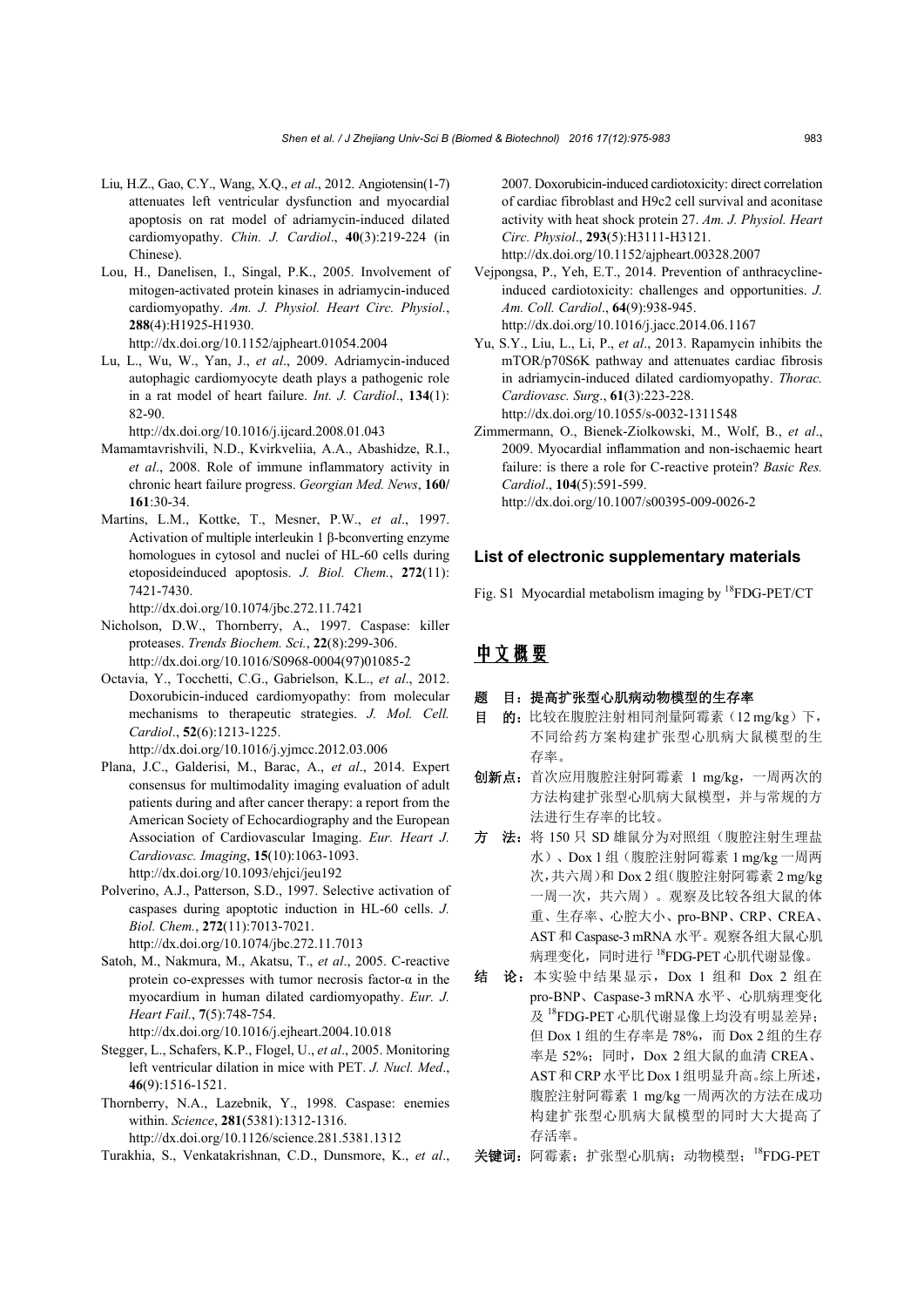Liu, H.Z., Gao, C.Y., Wang, X.Q., *et al*., 2012. Angiotensin(1-7) attenuates left ventricular dysfunction and myocardial apoptosis on rat model of adriamycin-induced dilated cardiomyopathy. *Chin. J. Cardiol*., **40**(3):219-224 (in Chinese).

Lou, H., Danelisen, I., Singal, P.K., 2005. Involvement of mitogen-activated protein kinases in adriamycin-induced cardiomyopathy. *Am. J. Physiol. Heart Circ. Physiol.*, **288**(4):H1925-H1930. http://dx.doi.org/10.1152/ajpheart.01054.2004

Lu, L., Wu, W., Yan, J., *et al*., 2009. Adriamycin-induced autophagic cardiomyocyte death plays a pathogenic role in a rat model of heart failure. *Int. J. Cardiol*., **134**(1): 82-90. http://dx.doi.org/10.1016/j.ijcard.2008.01.043

Mamamtavrishvili, N.D., Kvirkveliia, A.A., Abashidze, R.I., *et al*., 2008. Role of immune inflammatory activity in chronic heart failure progress. *Georgian Med. News*, **160/161**:30-34.

Martins, L.M., Kottke, T., Mesner, P.W., *et al*., 1997. Activation of multiple interleukin 1 β-bconverting enzyme homologues in cytosol and nuclei of HL-60 cells during etoposideinduced apoptosis. *J. Biol. Chem.*, **272**(11): 7421-7430. http://dx.doi.org/10.1074/jbc.272.11.7421

Nicholson, D.W., Thornberry, A., 1997. Caspase: killer proteases. *Trends Biochem. Sci.*, **22**(8):299-306. http://dx.doi.org/10.1016/S0968-0004(97)01085-2

Octavia, Y., Tocchetti, C.G., Gabrielson, K.L., *et al*., 2012. Doxorubicin-induced cardiomyopathy: from molecular mechanisms to therapeutic strategies. *J. Mol. Cell. Cardiol*., **52**(6):1213-1225. http://dx.doi.org/10.1016/j.yjmcc.2012.03.006

Plana, J.C., Galderisi, M., Barac, A., *et al*., 2014. Expert consensus for multimodality imaging evaluation of adult patients during and after cancer therapy: a report from the American Society of Echocardiography and the European Association of Cardiovascular Imaging. *Eur. Heart J. Cardiovasc. Imaging*, **15**(10):1063-1093. http://dx.doi.org/10.1093/ehjci/jeu192

Polverino, A.J., Patterson, S.D., 1997. Selective activation of caspases during apoptotic induction in HL-60 cells. *J. Biol. Chem.*, **272**(11):7013-7021. http://dx.doi.org/10.1074/jbc.272.11.7013

Satoh, M., Nakmura, M., Akatsu, T., *et al*., 2005. C-reactive protein co-expresses with tumor necrosis factor-α in the myocardium in human dilated cardiomyopathy. *Eur. J. Heart Fail.*, **7**(5):748-754. http://dx.doi.org/10.1016/j.ejheart.2004.10.018

Stegger, L., Schafers, K.P., Flogel, U., *et al*., 2005. Monitoring left ventricular dilation in mice with PET. *J. Nucl. Med*., **46**(9):1516-1521.

Thornberry, N.A., Lazebnik, Y., 1998. Caspase: enemies within. *Science*, **281**(5381):1312-1316. http://dx.doi.org/10.1126/science.281.5381.1312

Turakhia, S., Venkatakrishnan, C.D., Dunsmore, K., *et al*., 2007. Doxorubicin-induced cardiotoxicity: direct correlation of cardiac fibroblast and H9c2 cell survival and aconitase activity with heat shock protein 27. *Am. J. Physiol. Heart Circ. Physiol*., **293**(5):H3111-H3121. http://dx.doi.org/10.1152/ajpheart.00328.2007

Vejpongsa, P., Yeh, E.T., 2014. Prevention of anthracycline-induced cardiotoxicity: challenges and opportunities. *J. Am. Coll. Cardiol*., **64**(9):938-945. http://dx.doi.org/10.1016/j.jacc.2014.06.1167

Yu, S.Y., Liu, L., Li, P., *et al*., 2013. Rapamycin inhibits the mTOR/p70S6K pathway and attenuates cardiac fibrosis in adriamycin-induced dilated cardiomyopathy. *Thorac. Cardiovasc. Surg*., **61**(3):223-228. http://dx.doi.org/10.1055/s-0032-1311548

Zimmermann, O., Bienek-Ziolkowski, M., Wolf, B., *et al*., 2009. Myocardial inflammation and non-ischaemic heart failure: is there a role for C-reactive protein? *Basic Res. Cardiol*., **104**(5):591-599. http://dx.doi.org/10.1007/s00395-009-0026-2

## List of electronic supplementary materials

Fig. S1 Myocardial metabolism imaging by $^{18}$FDG-PET/CT

## 中文概要

**题　目：**提高扩张型心肌病动物模型的生存率

**目　的：**比较在腹腔注射相同剂量阿霉素（12 mg/kg）下，不同给药方案构建扩张型心肌病大鼠模型的生存率。

**创新点：**首次应用腹腔注射阿霉素 1 mg/kg，一周两次的方法构建扩张型心肌病大鼠模型，并与常规的方法进行生存率的比较。

**方　法：**将 150 只 SD 雄鼠分为对照组（腹腔注射生理盐水）、Dox 1 组（腹腔注射阿霉素 1 mg/kg 一周两次，共六周）和 Dox 2 组（腹腔注射阿霉素 2 mg/kg 一周一次，共六周）。观察及比较各组大鼠的体重、生存率、心腔大小、pro-BNP、CRP、CREA、AST 和 Caspase-3 mRNA 水平。观察各组大鼠心肌病理变化，同时进行 $^{18}$FDG-PET 心肌代谢显像。

**结　论：**本实验中结果显示，Dox 1 组和 Dox 2 组在 pro-BNP、Caspase-3 mRNA 水平、心肌病理变化及 $^{18}$FDG-PET 心肌代谢显像上均没有明显差异；但 Dox 1 组的生存率是 78%，而 Dox 2 组的生存率是 52%；同时，Dox 2 组大鼠的血清 CREA、AST 和 CRP 水平比 Dox 1 组明显升高。综上所述，腹腔注射阿霉素 1 mg/kg 一周两次的方法在成功构建扩张型心肌病大鼠模型的同时大大提高了存活率。

**关键词：**阿霉素；扩张型心肌病；动物模型；$^{18}$FDG-PET